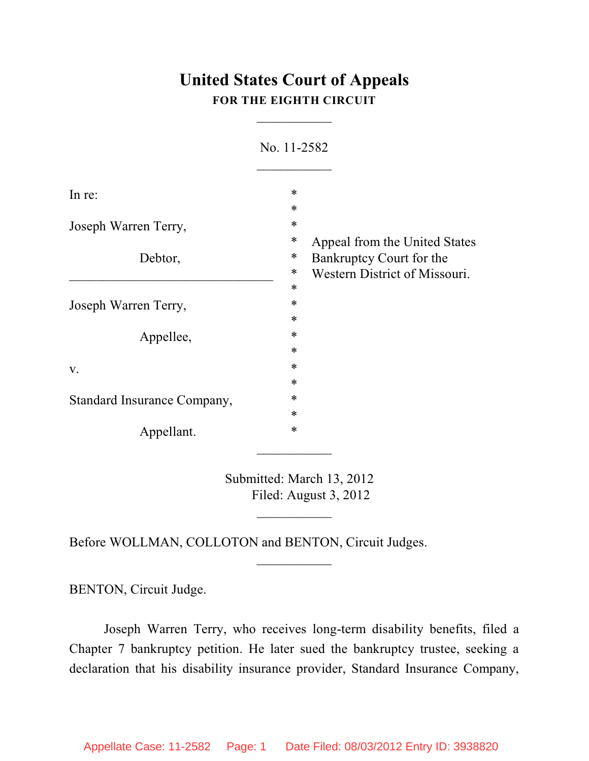# United States Court of Appeals
**FOR THE EIGHTH CIRCUIT**

___________

No. 11-2582

___________

| | | |
|---|---|---|
| In re: | * | |
| | * | |
| Joseph Warren Terry, | * | |
| | * | Appeal from the United States |
| Debtor, | * | Bankruptcy Court for the |
| _______________________________ | * | Western District of Missouri. |
| | * | |
| Joseph Warren Terry, | * | |
| | * | |
| Appellee, | * | |
| | * | |
| v. | * | |
| | * | |
| Standard Insurance Company, | * | |
| | * | |
| Appellant. | * | |

___________

Submitted: March 13, 2012
Filed: August 3, 2012

___________

Before WOLLMAN, COLLOTON and BENTON, Circuit Judges.

___________

BENTON, Circuit Judge.

Joseph Warren Terry, who receives long-term disability benefits, filed a Chapter 7 bankruptcy petition. He later sued the bankruptcy trustee, seeking a declaration that his disability insurance provider, Standard Insurance Company,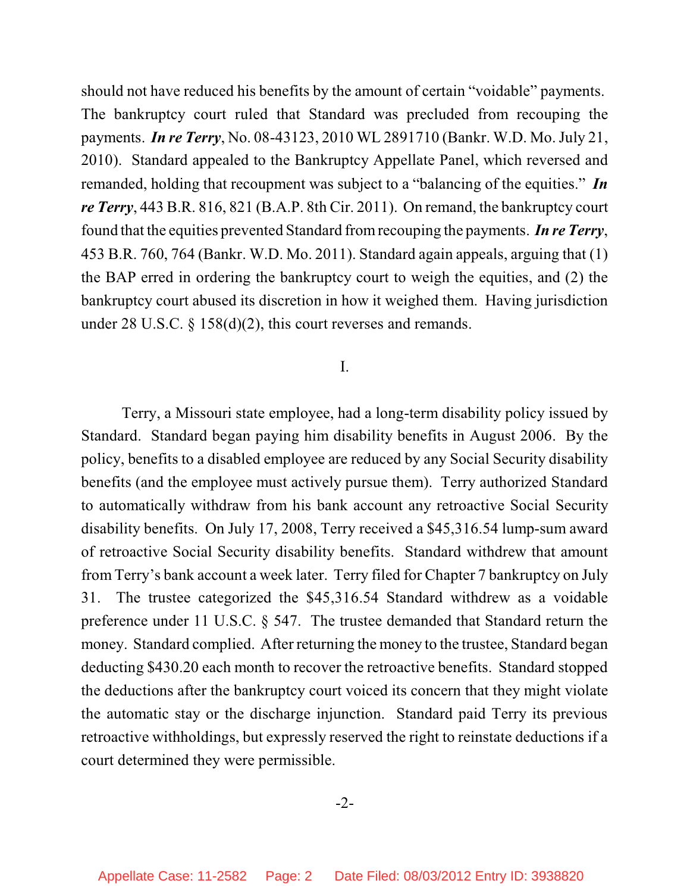should not have reduced his benefits by the amount of certain "voidable" payments. The bankruptcy court ruled that Standard was precluded from recouping the payments. ***In re Terry***, No. 08-43123, 2010 WL 2891710 (Bankr. W.D. Mo. July 21, 2010). Standard appealed to the Bankruptcy Appellate Panel, which reversed and remanded, holding that recoupment was subject to a "balancing of the equities." ***In re Terry***, 443 B.R. 816, 821 (B.A.P. 8th Cir. 2011). On remand, the bankruptcy court found that the equities prevented Standard from recouping the payments. ***In re Terry***, 453 B.R. 760, 764 (Bankr. W.D. Mo. 2011). Standard again appeals, arguing that (1) the BAP erred in ordering the bankruptcy court to weigh the equities, and (2) the bankruptcy court abused its discretion in how it weighed them. Having jurisdiction under 28 U.S.C. § 158(d)(2), this court reverses and remands.

I.

Terry, a Missouri state employee, had a long-term disability policy issued by Standard. Standard began paying him disability benefits in August 2006. By the policy, benefits to a disabled employee are reduced by any Social Security disability benefits (and the employee must actively pursue them). Terry authorized Standard to automatically withdraw from his bank account any retroactive Social Security disability benefits. On July 17, 2008, Terry received a $45,316.54 lump-sum award of retroactive Social Security disability benefits. Standard withdrew that amount from Terry's bank account a week later. Terry filed for Chapter 7 bankruptcy on July 31. The trustee categorized the $45,316.54 Standard withdrew as a voidable preference under 11 U.S.C. § 547. The trustee demanded that Standard return the money. Standard complied. After returning the money to the trustee, Standard began deducting $430.20 each month to recover the retroactive benefits. Standard stopped the deductions after the bankruptcy court voiced its concern that they might violate the automatic stay or the discharge injunction. Standard paid Terry its previous retroactive withholdings, but expressly reserved the right to reinstate deductions if a court determined they were permissible.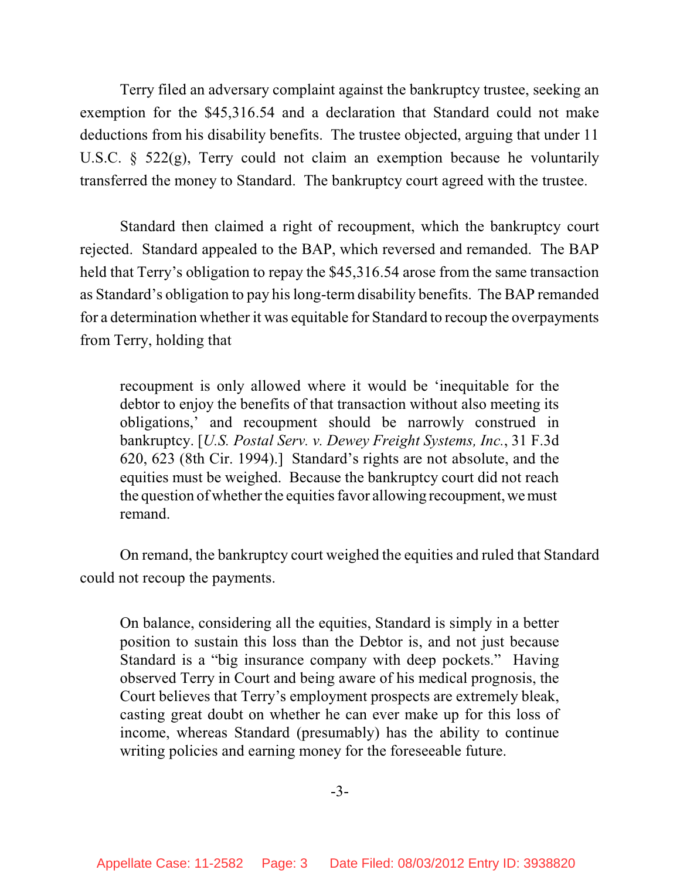Terry filed an adversary complaint against the bankruptcy trustee, seeking an exemption for the $45,316.54 and a declaration that Standard could not make deductions from his disability benefits. The trustee objected, arguing that under 11 U.S.C. § 522(g), Terry could not claim an exemption because he voluntarily transferred the money to Standard. The bankruptcy court agreed with the trustee.

Standard then claimed a right of recoupment, which the bankruptcy court rejected. Standard appealed to the BAP, which reversed and remanded. The BAP held that Terry's obligation to repay the $45,316.54 arose from the same transaction as Standard's obligation to pay his long-term disability benefits. The BAP remanded for a determination whether it was equitable for Standard to recoup the overpayments from Terry, holding that

> recoupment is only allowed where it would be 'inequitable for the debtor to enjoy the benefits of that transaction without also meeting its obligations,' and recoupment should be narrowly construed in bankruptcy. [*U.S. Postal Serv. v. Dewey Freight Systems, Inc.*, 31 F.3d 620, 623 (8th Cir. 1994).] Standard's rights are not absolute, and the equities must be weighed. Because the bankruptcy court did not reach the question of whether the equities favor allowing recoupment, we must remand.

On remand, the bankruptcy court weighed the equities and ruled that Standard could not recoup the payments.

> On balance, considering all the equities, Standard is simply in a better position to sustain this loss than the Debtor is, and not just because Standard is a "big insurance company with deep pockets." Having observed Terry in Court and being aware of his medical prognosis, the Court believes that Terry's employment prospects are extremely bleak, casting great doubt on whether he can ever make up for this loss of income, whereas Standard (presumably) has the ability to continue writing policies and earning money for the foreseeable future.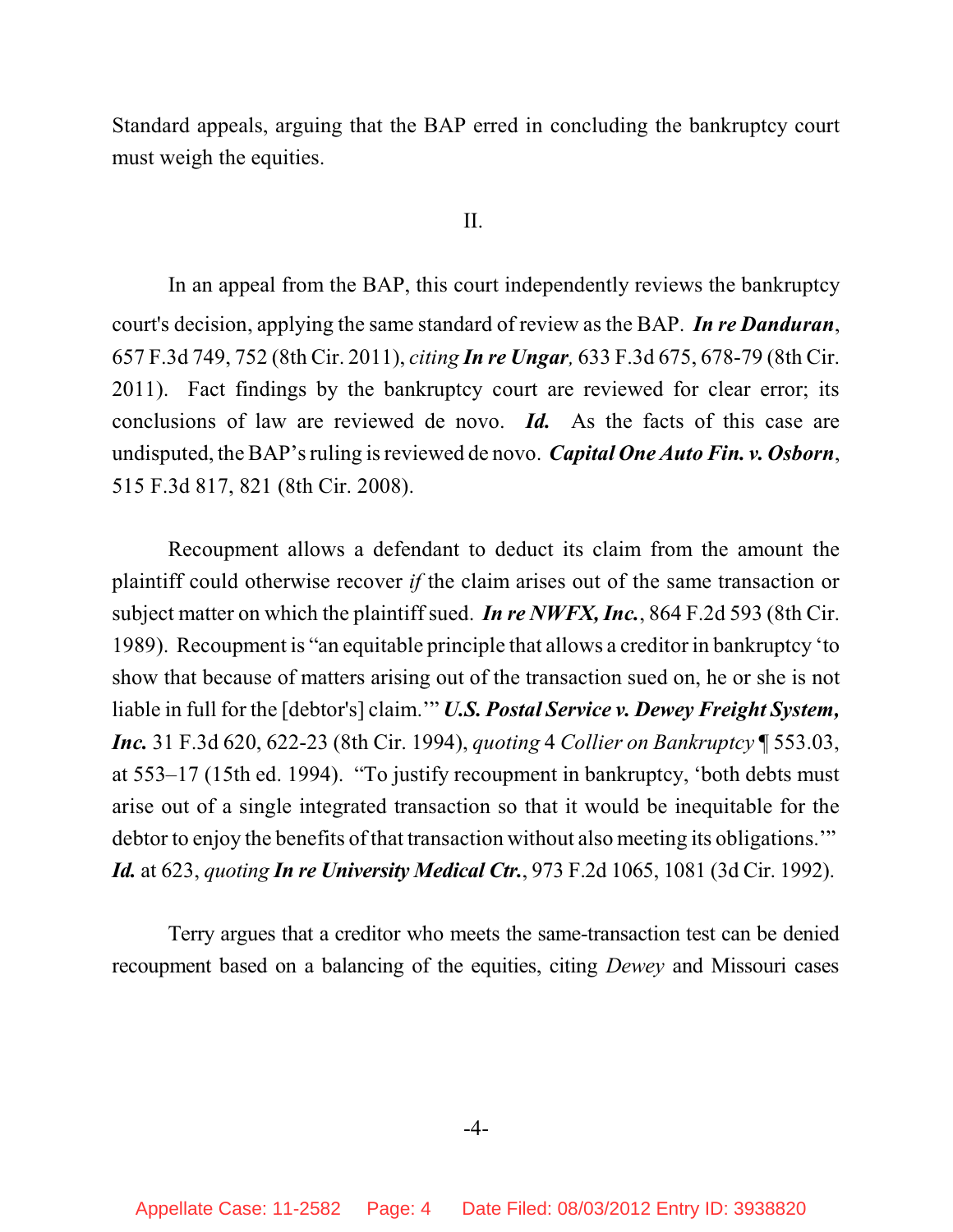Standard appeals, arguing that the BAP erred in concluding the bankruptcy court must weigh the equities.

II.

In an appeal from the BAP, this court independently reviews the bankruptcy court's decision, applying the same standard of review as the BAP. ***In re Danduran***, 657 F.3d 749, 752 (8th Cir. 2011), *citing* ***In re Ungar,*** 633 F.3d 675, 678-79 (8th Cir. 2011). Fact findings by the bankruptcy court are reviewed for clear error; its conclusions of law are reviewed de novo. ***Id.*** As the facts of this case are undisputed, the BAP's ruling is reviewed de novo. ***Capital One Auto Fin. v. Osborn***, 515 F.3d 817, 821 (8th Cir. 2008).

Recoupment allows a defendant to deduct its claim from the amount the plaintiff could otherwise recover *if* the claim arises out of the same transaction or subject matter on which the plaintiff sued. ***In re NWFX, Inc.***, 864 F.2d 593 (8th Cir. 1989). Recoupment is "an equitable principle that allows a creditor in bankruptcy 'to show that because of matters arising out of the transaction sued on, he or she is not liable in full for the [debtor's] claim.'" ***U.S. Postal Service v. Dewey Freight System, Inc.*** 31 F.3d 620, 622-23 (8th Cir. 1994), *quoting* 4 *Collier on Bankruptcy* ¶ 553.03, at 553–17 (15th ed. 1994). "To justify recoupment in bankruptcy, 'both debts must arise out of a single integrated transaction so that it would be inequitable for the debtor to enjoy the benefits of that transaction without also meeting its obligations.'" ***Id.*** at 623, *quoting* ***In re University Medical Ctr.***, 973 F.2d 1065, 1081 (3d Cir. 1992).

Terry argues that a creditor who meets the same-transaction test can be denied recoupment based on a balancing of the equities, citing *Dewey* and Missouri cases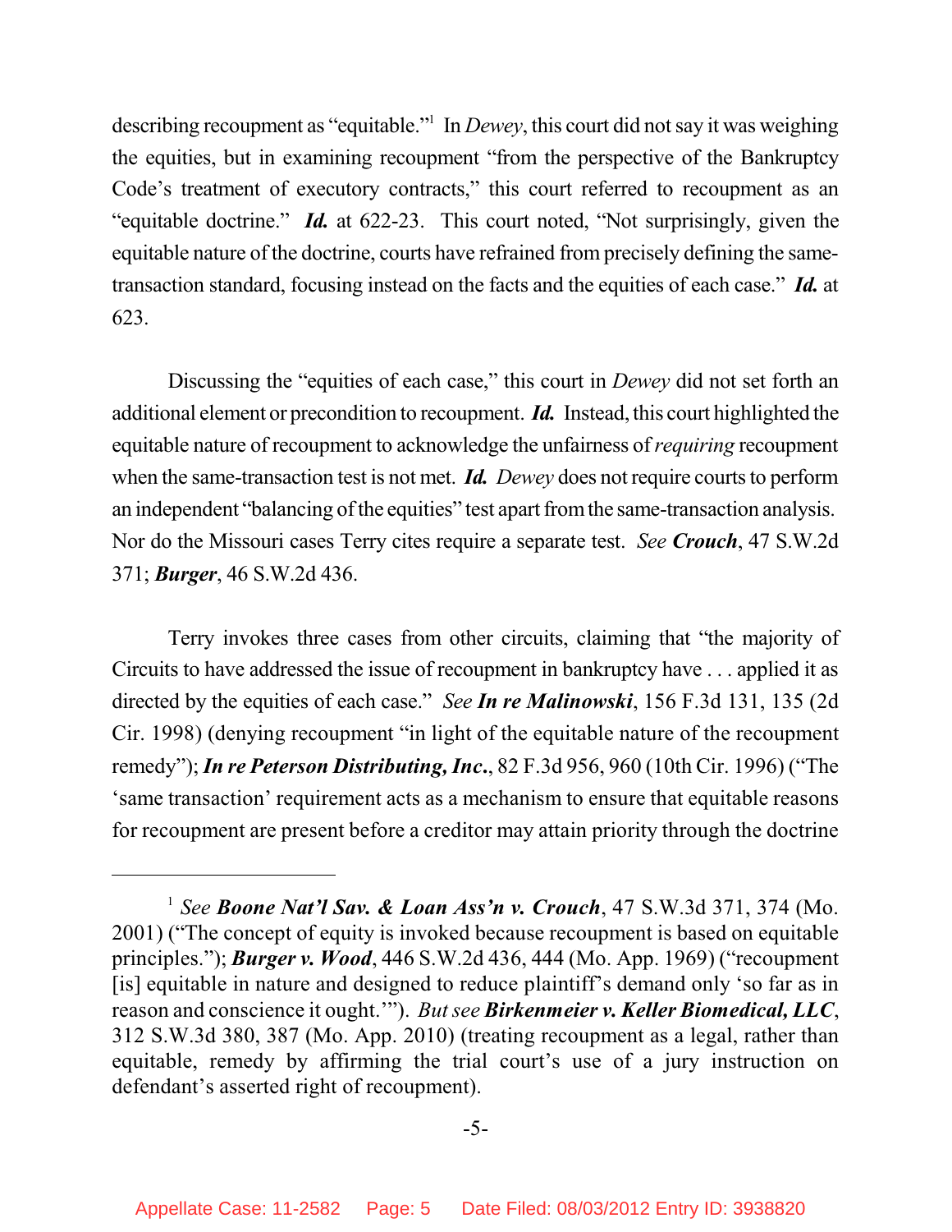describing recoupment as "equitable."[1] In *Dewey*, this court did not say it was weighing the equities, but in examining recoupment "from the perspective of the Bankruptcy Code's treatment of executory contracts," this court referred to recoupment as an "equitable doctrine." ***Id.*** at 622-23. This court noted, "Not surprisingly, given the equitable nature of the doctrine, courts have refrained from precisely defining the same-transaction standard, focusing instead on the facts and the equities of each case." ***Id.*** at 623.

Discussing the "equities of each case," this court in *Dewey* did not set forth an additional element or precondition to recoupment. ***Id.*** Instead, this court highlighted the equitable nature of recoupment to acknowledge the unfairness of *requiring* recoupment when the same-transaction test is not met. ***Id.*** *Dewey* does not require courts to perform an independent "balancing of the equities" test apart from the same-transaction analysis. Nor do the Missouri cases Terry cites require a separate test. *See* ***Crouch***, 47 S.W.2d 371; ***Burger***, 46 S.W.2d 436.

Terry invokes three cases from other circuits, claiming that "the majority of Circuits to have addressed the issue of recoupment in bankruptcy have . . . applied it as directed by the equities of each case." *See* ***In re Malinowski***, 156 F.3d 131, 135 (2d Cir. 1998) (denying recoupment "in light of the equitable nature of the recoupment remedy"); ***In re Peterson Distributing, Inc.***, 82 F.3d 956, 960 (10th Cir. 1996) ("The 'same transaction' requirement acts as a mechanism to ensure that equitable reasons for recoupment are present before a creditor may attain priority through the doctrine

---

[1] *See* ***Boone Nat'l Sav. & Loan Ass'n v. Crouch***, 47 S.W.3d 371, 374 (Mo. 2001) ("The concept of equity is invoked because recoupment is based on equitable principles."); ***Burger v. Wood***, 446 S.W.2d 436, 444 (Mo. App. 1969) ("recoupment [is] equitable in nature and designed to reduce plaintiff's demand only 'so far as in reason and conscience it ought.'"). *But see* ***Birkenmeier v. Keller Biomedical, LLC***, 312 S.W.3d 380, 387 (Mo. App. 2010) (treating recoupment as a legal, rather than equitable, remedy by affirming the trial court's use of a jury instruction on defendant's asserted right of recoupment).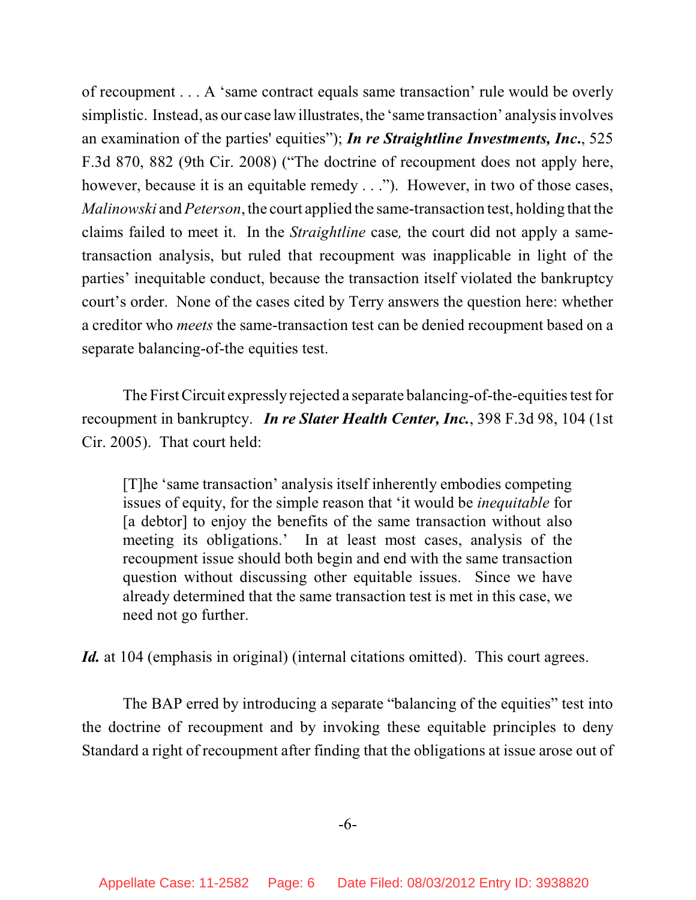of recoupment . . . A 'same contract equals same transaction' rule would be overly simplistic. Instead, as our case law illustrates, the 'same transaction' analysis involves an examination of the parties' equities"); ***In re Straightline Investments, Inc.***, 525 F.3d 870, 882 (9th Cir. 2008) ("The doctrine of recoupment does not apply here, however, because it is an equitable remedy . . ."). However, in two of those cases, *Malinowski* and *Peterson*, the court applied the same-transaction test, holding that the claims failed to meet it. In the *Straightline* case, the court did not apply a same-transaction analysis, but ruled that recoupment was inapplicable in light of the parties' inequitable conduct, because the transaction itself violated the bankruptcy court's order. None of the cases cited by Terry answers the question here: whether a creditor who *meets* the same-transaction test can be denied recoupment based on a separate balancing-of-the equities test.

The First Circuit expressly rejected a separate balancing-of-the-equities test for recoupment in bankruptcy. ***In re Slater Health Center, Inc.***, 398 F.3d 98, 104 (1st Cir. 2005). That court held:

> [T]he 'same transaction' analysis itself inherently embodies competing issues of equity, for the simple reason that 'it would be *inequitable* for [a debtor] to enjoy the benefits of the same transaction without also meeting its obligations.' In at least most cases, analysis of the recoupment issue should both begin and end with the same transaction question without discussing other equitable issues. Since we have already determined that the same transaction test is met in this case, we need not go further.

***Id.*** at 104 (emphasis in original) (internal citations omitted). This court agrees.

The BAP erred by introducing a separate "balancing of the equities" test into the doctrine of recoupment and by invoking these equitable principles to deny Standard a right of recoupment after finding that the obligations at issue arose out of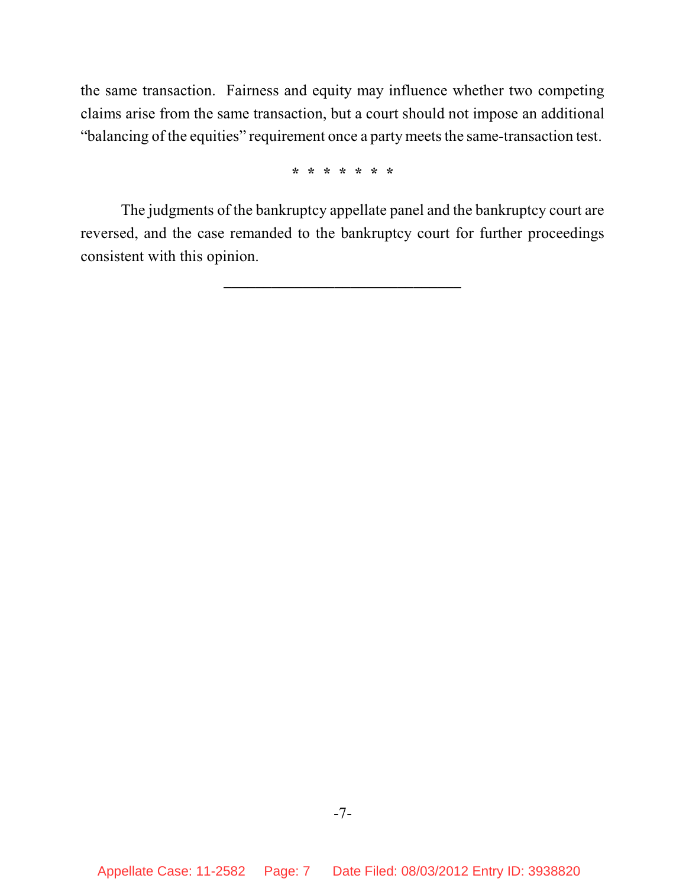the same transaction. Fairness and equity may influence whether two competing claims arise from the same transaction, but a court should not impose an additional "balancing of the equities" requirement once a party meets the same-transaction test.

\* \* \* \* \* \* \*

The judgments of the bankruptcy appellate panel and the bankruptcy court are reversed, and the case remanded to the bankruptcy court for further proceedings consistent with this opinion.

---